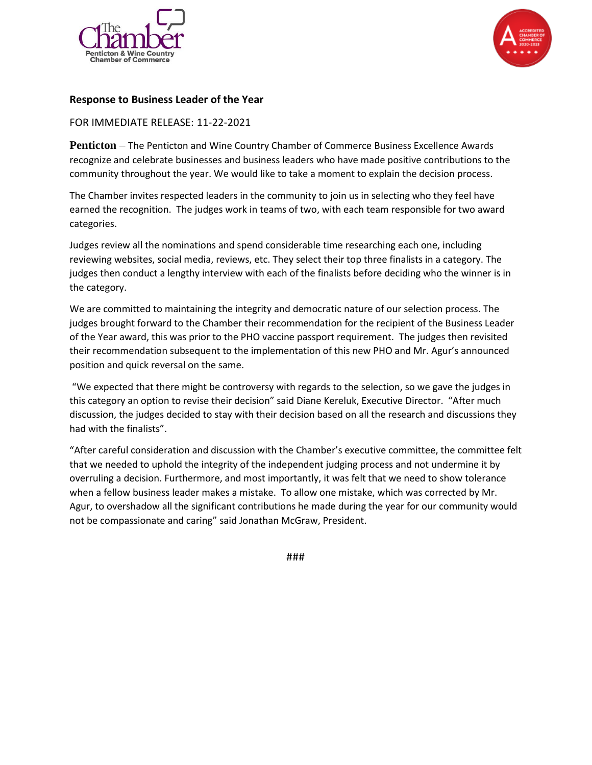**Response to Business Leader of the Year**

FOR IMMEDIATE RELEASE: 11-22-2021

**Penticton** – The Penticton and Wine Country Chamber of Commerce Business Excellence Awards recognize and celebrate businesses and business leaders who have made positive contributions to the community throughout the year. We would like to take a moment to explain the decision process.

The Chamber invites respected leaders in the community to join us in selecting who they feel have earned the recognition. The judges work in teams of two, with each team responsible for two award categories.

Judges review all the nominations and spend considerable time researching each one, including reviewing websites, social media, reviews, etc. They select their top three finalists in a category. The judges then conduct a lengthy interview with each of the finalists before deciding who the winner is in the category.

We are committed to maintaining the integrity and democratic nature of our selection process. The judges brought forward to the Chamber their recommendation for the recipient of the Business Leader of the Year award, this was prior to the PHO vaccine passport requirement. The judges then revisited their recommendation subsequent to the implementation of this new PHO and Mr. Agur's announced position and quick reversal on the same.

"We expected that there might be controversy with regards to the selection, so we gave the judges in this category an option to revise their decision" said Diane Kereluk, Executive Director. "After much discussion, the judges decided to stay with their decision based on all the research and discussions they had with the finalists".

"After careful consideration and discussion with the Chamber's executive committee, the committee felt that we needed to uphold the integrity of the independent judging process and not undermine it by overruling a decision. Furthermore, and most importantly, it was felt that we need to show tolerance when a fellow business leader makes a mistake. To allow one mistake, which was corrected by Mr. Agur, to overshadow all the significant contributions he made during the year for our community would not be compassionate and caring" said Jonathan McGraw, President.

###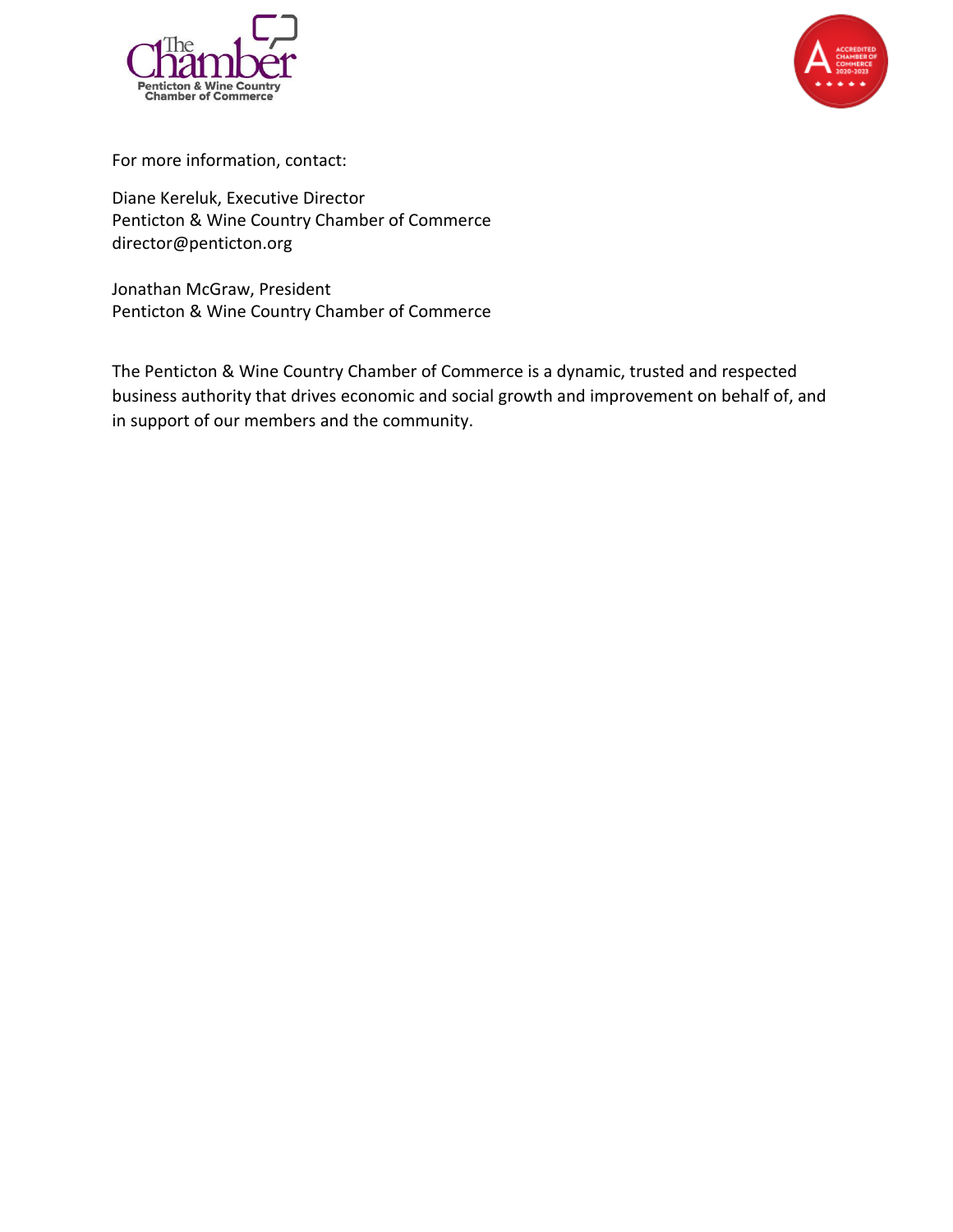For more information, contact:

Diane Kereluk, Executive Director
Penticton & Wine Country Chamber of Commerce
director@penticton.org

Jonathan McGraw, President
Penticton & Wine Country Chamber of Commerce

The Penticton & Wine Country Chamber of Commerce is a dynamic, trusted and respected business authority that drives economic and social growth and improvement on behalf of, and in support of our members and the community.